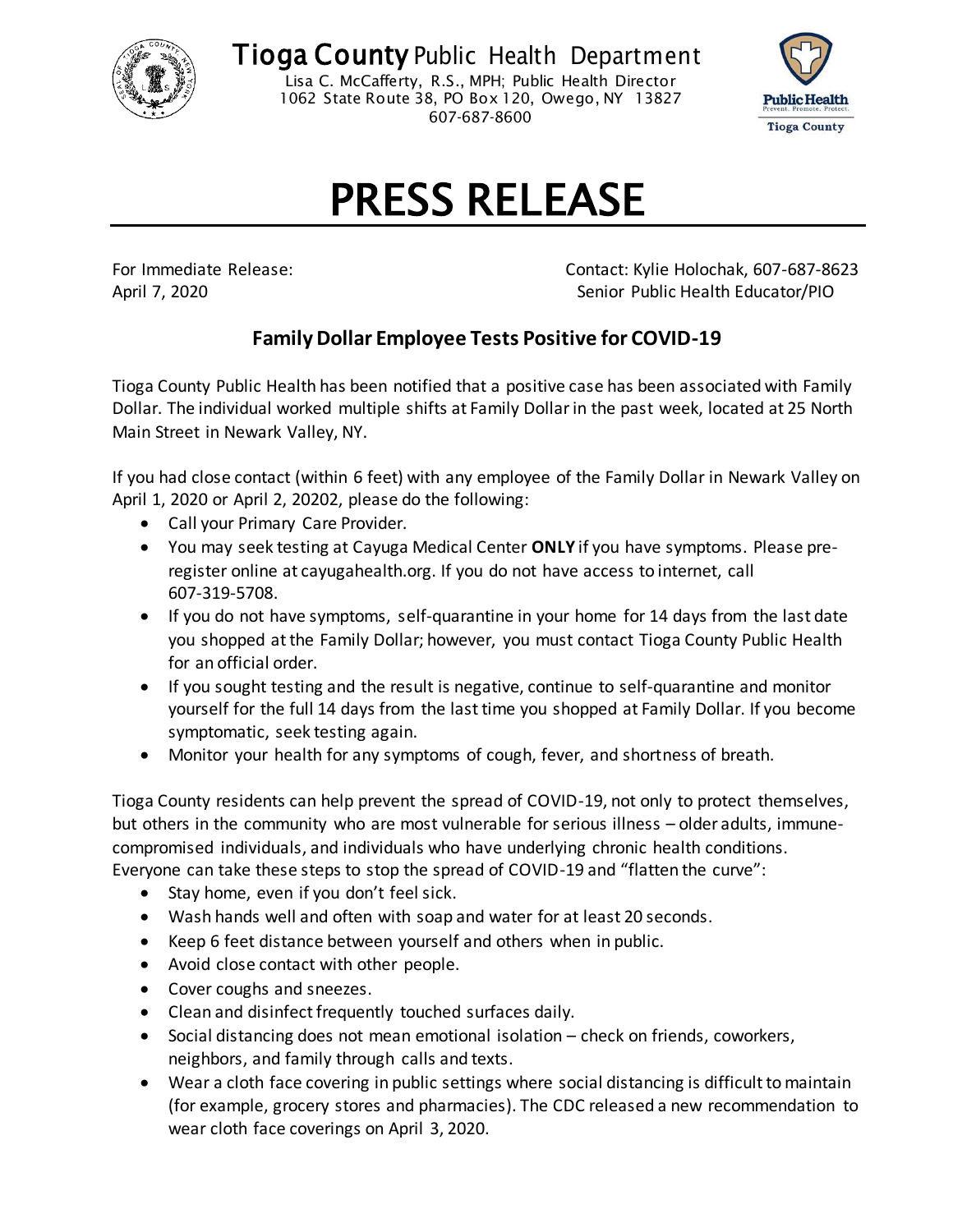# Tioga County Public Health Department

Lisa C. McCafferty, R.S., MPH; Public Health Director
1062 State Route 38, PO Box 120, Owego, NY 13827
607-687-8600

# PRESS RELEASE

For Immediate Release:
April 7, 2020

Contact: Kylie Holochak, 607-687-8623
Senior Public Health Educator/PIO

## Family Dollar Employee Tests Positive for COVID-19

Tioga County Public Health has been notified that a positive case has been associated with Family Dollar. The individual worked multiple shifts at Family Dollar in the past week, located at 25 North Main Street in Newark Valley, NY.

If you had close contact (within 6 feet) with any employee of the Family Dollar in Newark Valley on April 1, 2020 or April 2, 20202, please do the following:

- Call your Primary Care Provider.
- You may seek testing at Cayuga Medical Center **ONLY** if you have symptoms. Please pre-register online at cayugahealth.org. If you do not have access to internet, call 607-319-5708.
- If you do not have symptoms, self-quarantine in your home for 14 days from the last date you shopped at the Family Dollar; however, you must contact Tioga County Public Health for an official order.
- If you sought testing and the result is negative, continue to self-quarantine and monitor yourself for the full 14 days from the last time you shopped at Family Dollar. If you become symptomatic, seek testing again.
- Monitor your health for any symptoms of cough, fever, and shortness of breath.

Tioga County residents can help prevent the spread of COVID-19, not only to protect themselves, but others in the community who are most vulnerable for serious illness – older adults, immune-compromised individuals, and individuals who have underlying chronic health conditions. Everyone can take these steps to stop the spread of COVID-19 and "flatten the curve":

- Stay home, even if you don't feel sick.
- Wash hands well and often with soap and water for at least 20 seconds.
- Keep 6 feet distance between yourself and others when in public.
- Avoid close contact with other people.
- Cover coughs and sneezes.
- Clean and disinfect frequently touched surfaces daily.
- Social distancing does not mean emotional isolation – check on friends, coworkers, neighbors, and family through calls and texts.
- Wear a cloth face covering in public settings where social distancing is difficult to maintain (for example, grocery stores and pharmacies). The CDC released a new recommendation to wear cloth face coverings on April 3, 2020.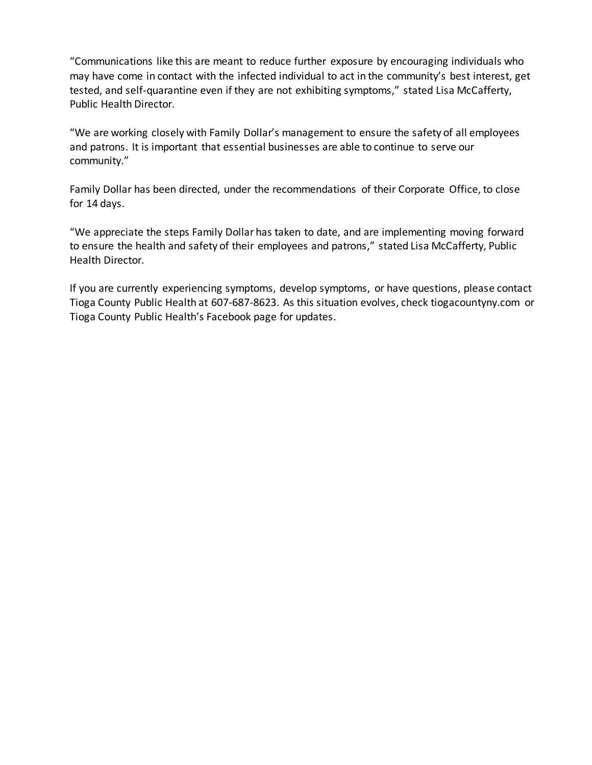"Communications like this are meant to reduce further exposure by encouraging individuals who may have come in contact with the infected individual to act in the community's best interest, get tested, and self-quarantine even if they are not exhibiting symptoms," stated Lisa McCafferty, Public Health Director.

"We are working closely with Family Dollar's management to ensure the safety of all employees and patrons. It is important that essential businesses are able to continue to serve our community."

Family Dollar has been directed, under the recommendations of their Corporate Office, to close for 14 days.

"We appreciate the steps Family Dollar has taken to date, and are implementing moving forward to ensure the health and safety of their employees and patrons," stated Lisa McCafferty, Public Health Director.

If you are currently experiencing symptoms, develop symptoms, or have questions, please contact Tioga County Public Health at 607-687-8623. As this situation evolves, check tiogacountyny.com or Tioga County Public Health's Facebook page for updates.